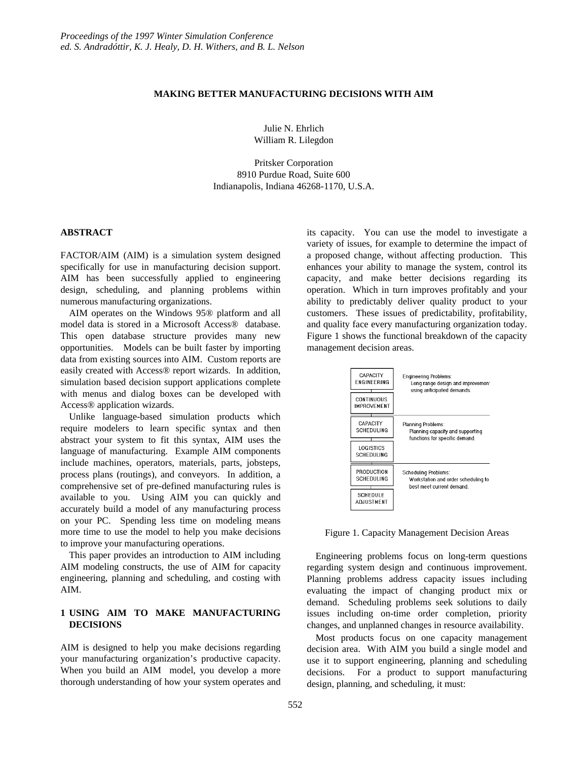# MAKING BETTER MANUFACTURING DECISIONS WITH AIM

Julie N. Ehrlich
William R. Lilegdon

Pritsker Corporation
8910 Purdue Road, Suite 600
Indianapolis, Indiana 46268-1170, U.S.A.

## ABSTRACT

FACTOR/AIM (AIM) is a simulation system designed specifically for use in manufacturing decision support. AIM has been successfully applied to engineering design, scheduling, and planning problems within numerous manufacturing organizations.

AIM operates on the Windows 95® platform and all model data is stored in a Microsoft Access® database. This open database structure provides many new opportunities. Models can be built faster by importing data from existing sources into AIM. Custom reports are easily created with Access® report wizards. In addition, simulation based decision support applications complete with menus and dialog boxes can be developed with Access® application wizards.

Unlike language-based simulation products which require modelers to learn specific syntax and then abstract your system to fit this syntax, AIM uses the language of manufacturing. Example AIM components include machines, operators, materials, parts, jobsteps, process plans (routings), and conveyors. In addition, a comprehensive set of pre-defined manufacturing rules is available to you. Using AIM you can quickly and accurately build a model of any manufacturing process on your PC. Spending less time on modeling means more time to use the model to help you make decisions to improve your manufacturing operations.

This paper provides an introduction to AIM including AIM modeling constructs, the use of AIM for capacity engineering, planning and scheduling, and costing with AIM.

## 1 USING AIM TO MAKE MANUFACTURING DECISIONS

AIM is designed to help you make decisions regarding your manufacturing organization's productive capacity. When you build an AIM model, you develop a more thorough understanding of how your system operates and its capacity. You can use the model to investigate a variety of issues, for example to determine the impact of a proposed change, without affecting production. This enhances your ability to manage the system, control its capacity, and make better decisions regarding its operation. Which in turn improves profitably and your ability to predictably deliver quality product to your customers. These issues of predictability, profitability, and quality face every manufacturing organization today. Figure 1 shows the functional breakdown of the capacity management decision areas.

| | |
|---|---|
| CAPACITY ENGINEERING<br>CONTINUOUS IMPROVEMENT | Engineering Problems: Long range design and improvement using anticipated demands. |
| CAPACITY SCHEDULING<br>LOGISTICS SCHEDULING | Planning Problems: Planning capacity and supporting functions for specific demand. |
| PRODUCTION SCHEDULING<br>SCHEDULE ADJUSTMENT | Scheduling Problems: Workstation and order scheduling to best meet current demand. |

Figure 1. Capacity Management Decision Areas

Engineering problems focus on long-term questions regarding system design and continuous improvement. Planning problems address capacity issues including evaluating the impact of changing product mix or demand. Scheduling problems seek solutions to daily issues including on-time order completion, priority changes, and unplanned changes in resource availability.

Most products focus on one capacity management decision area. With AIM you build a single model and use it to support engineering, planning and scheduling decisions. For a product to support manufacturing design, planning, and scheduling, it must: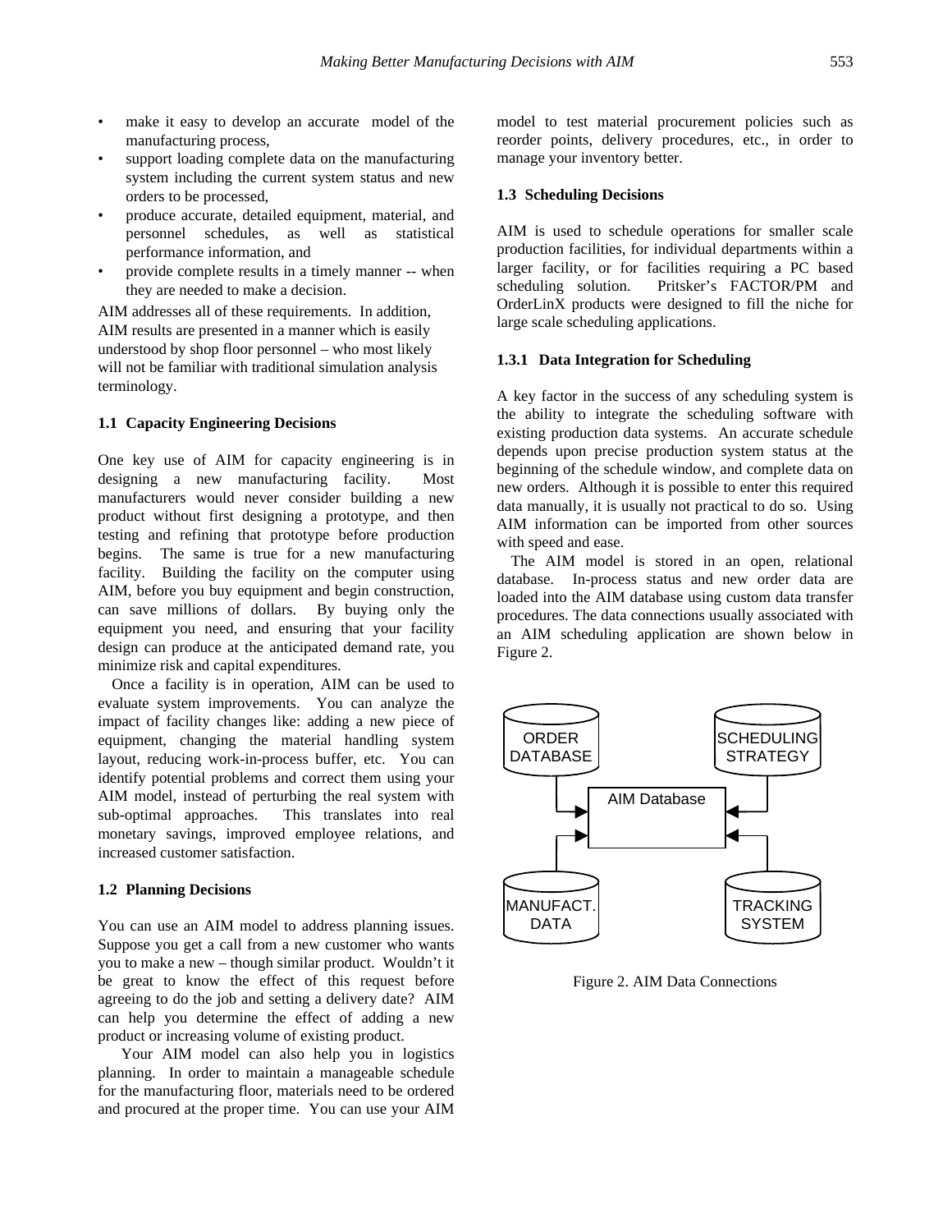- make it easy to develop an accurate model of the manufacturing process,
- support loading complete data on the manufacturing system including the current system status and new orders to be processed,
- produce accurate, detailed equipment, material, and personnel schedules, as well as statistical performance information, and
- provide complete results in a timely manner -- when they are needed to make a decision.

AIM addresses all of these requirements. In addition, AIM results are presented in a manner which is easily understood by shop floor personnel – who most likely will not be familiar with traditional simulation analysis terminology.

### 1.1 Capacity Engineering Decisions

One key use of AIM for capacity engineering is in designing a new manufacturing facility. Most manufacturers would never consider building a new product without first designing a prototype, and then testing and refining that prototype before production begins. The same is true for a new manufacturing facility. Building the facility on the computer using AIM, before you buy equipment and begin construction, can save millions of dollars. By buying only the equipment you need, and ensuring that your facility design can produce at the anticipated demand rate, you minimize risk and capital expenditures.

Once a facility is in operation, AIM can be used to evaluate system improvements. You can analyze the impact of facility changes like: adding a new piece of equipment, changing the material handling system layout, reducing work-in-process buffer, etc. You can identify potential problems and correct them using your AIM model, instead of perturbing the real system with sub-optimal approaches. This translates into real monetary savings, improved employee relations, and increased customer satisfaction.

### 1.2 Planning Decisions

You can use an AIM model to address planning issues. Suppose you get a call from a new customer who wants you to make a new – though similar product. Wouldn't it be great to know the effect of this request before agreeing to do the job and setting a delivery date? AIM can help you determine the effect of adding a new product or increasing volume of existing product.

Your AIM model can also help you in logistics planning. In order to maintain a manageable schedule for the manufacturing floor, materials need to be ordered and procured at the proper time. You can use your AIM model to test material procurement policies such as reorder points, delivery procedures, etc., in order to manage your inventory better.

### 1.3 Scheduling Decisions

AIM is used to schedule operations for smaller scale production facilities, for individual departments within a larger facility, or for facilities requiring a PC based scheduling solution. Pritsker's FACTOR/PM and OrderLinX products were designed to fill the niche for large scale scheduling applications.

#### 1.3.1 Data Integration for Scheduling

A key factor in the success of any scheduling system is the ability to integrate the scheduling software with existing production data systems. An accurate schedule depends upon precise production system status at the beginning of the schedule window, and complete data on new orders. Although it is possible to enter this required data manually, it is usually not practical to do so. Using AIM information can be imported from other sources with speed and ease.

The AIM model is stored in an open, relational database. In-process status and new order data are loaded into the AIM database using custom data transfer procedures. The data connections usually associated with an AIM scheduling application are shown below in Figure 2.

ORDER DATABASE

SCHEDULING STRATEGY

AIM Database

MANUFACT. DATA

TRACKING SYSTEM

Figure 2. AIM Data Connections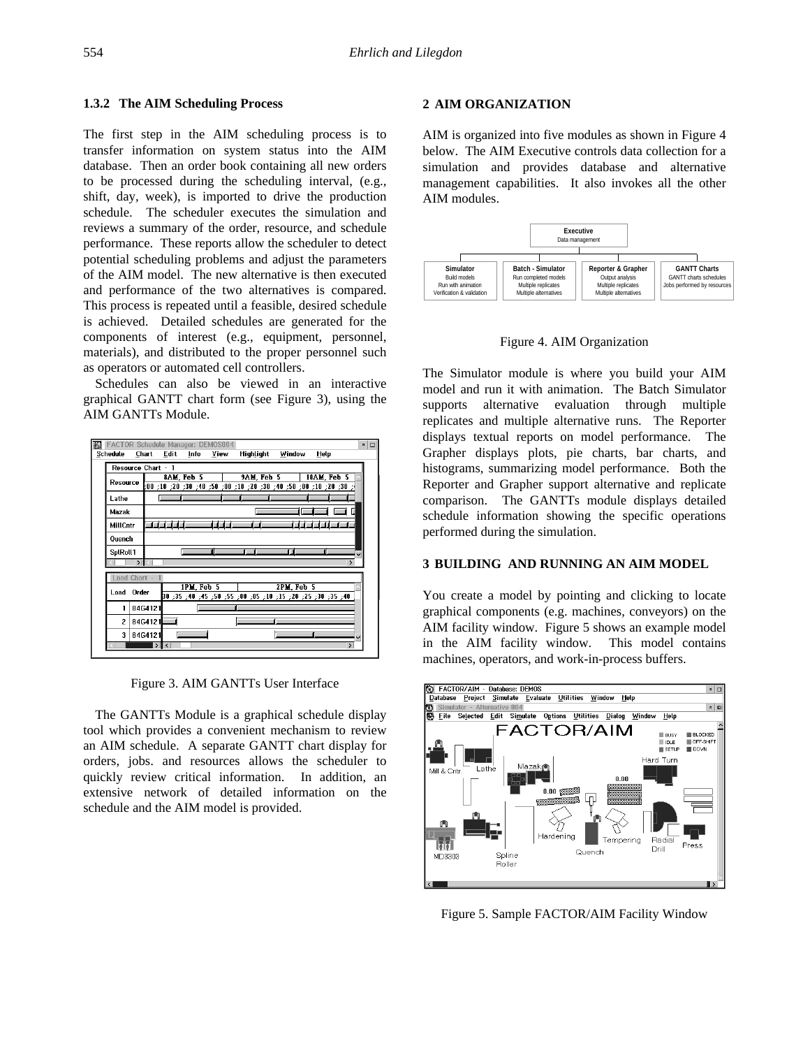### 1.3.2 The AIM Scheduling Process

The first step in the AIM scheduling process is to transfer information on system status into the AIM database. Then an order book containing all new orders to be processed during the scheduling interval, (e.g., shift, day, week), is imported to drive the production schedule. The scheduler executes the simulation and reviews a summary of the order, resource, and schedule performance. These reports allow the scheduler to detect potential scheduling problems and adjust the parameters of the AIM model. The new alternative is then executed and performance of the two alternatives is compared. This process is repeated until a feasible, desired schedule is achieved. Detailed schedules are generated for the components of interest (e.g., equipment, personnel, materials), and distributed to the proper personnel such as operators or automated cell controllers.

Schedules can also be viewed in an interactive graphical GANTT chart form (see Figure 3), using the AIM GANTTs Module.

Figure 3. AIM GANTTs User Interface

The GANTTs Module is a graphical schedule display tool which provides a convenient mechanism to review an AIM schedule. A separate GANTT chart display for orders, jobs. and resources allows the scheduler to quickly review critical information. In addition, an extensive network of detailed information on the schedule and the AIM model is provided.

## 2 AIM ORGANIZATION

AIM is organized into five modules as shown in Figure 4 below. The AIM Executive controls data collection for a simulation and provides database and alternative management capabilities. It also invokes all the other AIM modules.

Figure 4. AIM Organization

The Simulator module is where you build your AIM model and run it with animation. The Batch Simulator supports alternative evaluation through multiple replicates and multiple alternative runs. The Reporter displays textual reports on model performance. The Grapher displays plots, pie charts, bar charts, and histograms, summarizing model performance. Both the Reporter and Grapher support alternative and replicate comparison. The GANTTs module displays detailed schedule information showing the specific operations performed during the simulation.

## 3 BUILDING AND RUNNING AN AIM MODEL

You create a model by pointing and clicking to locate graphical components (e.g. machines, conveyors) on the AIM facility window. Figure 5 shows an example model in the AIM facility window. This model contains machines, operators, and work-in-process buffers.

Figure 5. Sample FACTOR/AIM Facility Window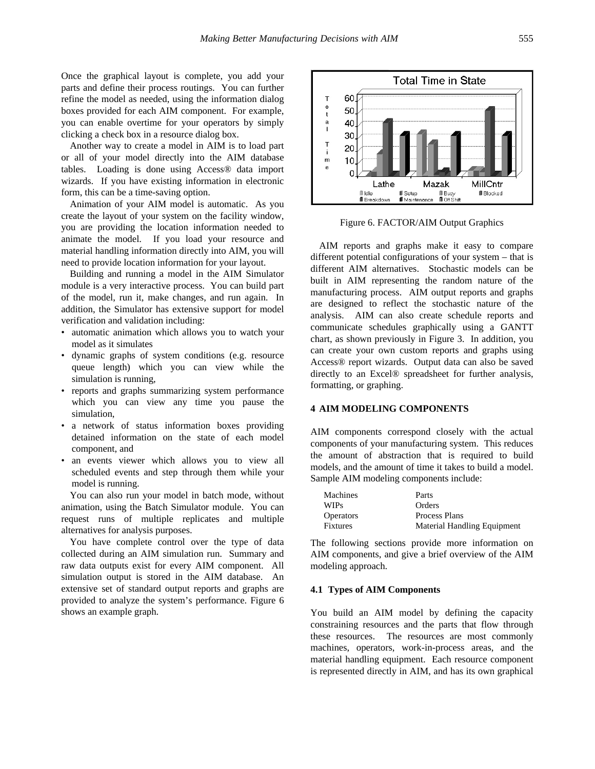Once the graphical layout is complete, you add your parts and define their process routings. You can further refine the model as needed, using the information dialog boxes provided for each AIM component. For example, you can enable overtime for your operators by simply clicking a check box in a resource dialog box.

Another way to create a model in AIM is to load part or all of your model directly into the AIM database tables. Loading is done using Access® data import wizards. If you have existing information in electronic form, this can be a time-saving option.

Animation of your AIM model is automatic. As you create the layout of your system on the facility window, you are providing the location information needed to animate the model. If you load your resource and material handling information directly into AIM, you will need to provide location information for your layout.

Building and running a model in the AIM Simulator module is a very interactive process. You can build part of the model, run it, make changes, and run again. In addition, the Simulator has extensive support for model verification and validation including:

- automatic animation which allows you to watch your model as it simulates
- dynamic graphs of system conditions (e.g. resource queue length) which you can view while the simulation is running,
- reports and graphs summarizing system performance which you can view any time you pause the simulation,
- a network of status information boxes providing detained information on the state of each model component, and
- an events viewer which allows you to view all scheduled events and step through them while your model is running.

You can also run your model in batch mode, without animation, using the Batch Simulator module. You can request runs of multiple replicates and multiple alternatives for analysis purposes.

You have complete control over the type of data collected during an AIM simulation run. Summary and raw data outputs exist for every AIM component. All simulation output is stored in the AIM database. An extensive set of standard output reports and graphs are provided to analyze the system's performance. Figure 6 shows an example graph.

Total Time in State

Total Time

60
50
40
30
20
10
0

Lathe Mazak MillCntr

Idle Setup Busy Blocked
Breakdown Maintenance Off Shift

Figure 6. FACTOR/AIM Output Graphics

AIM reports and graphs make it easy to compare different potential configurations of your system – that is different AIM alternatives. Stochastic models can be built in AIM representing the random nature of the manufacturing process. AIM output reports and graphs are designed to reflect the stochastic nature of the analysis. AIM can also create schedule reports and communicate schedules graphically using a GANTT chart, as shown previously in Figure 3. In addition, you can create your own custom reports and graphs using Access® report wizards. Output data can also be saved directly to an Excel® spreadsheet for further analysis, formatting, or graphing.

## 4 AIM MODELING COMPONENTS

AIM components correspond closely with the actual components of your manufacturing system. This reduces the amount of abstraction that is required to build models, and the amount of time it takes to build a model. Sample AIM modeling components include:

| | |
|---|---|
| Machines | Parts |
| WIPs | Orders |
| Operators | Process Plans |
| Fixtures | Material Handling Equipment |

The following sections provide more information on AIM components, and give a brief overview of the AIM modeling approach.

### 4.1 Types of AIM Components

You build an AIM model by defining the capacity constraining resources and the parts that flow through these resources. The resources are most commonly machines, operators, work-in-process areas, and the material handling equipment. Each resource component is represented directly in AIM, and has its own graphical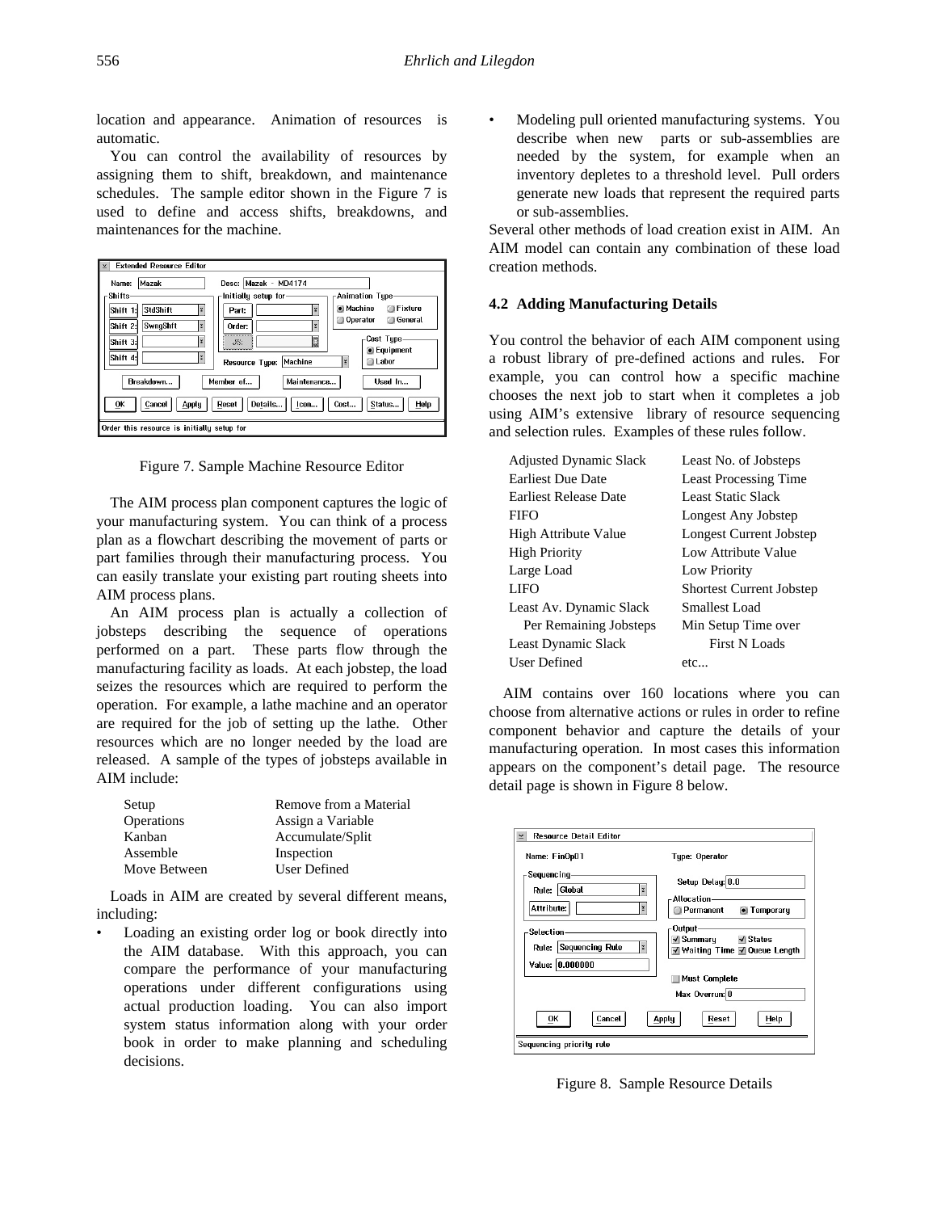location and appearance. Animation of resources is automatic.

You can control the availability of resources by assigning them to shift, breakdown, and maintenance schedules. The sample editor shown in the Figure 7 is used to define and access shifts, breakdowns, and maintenances for the machine.

Figure 7. Sample Machine Resource Editor

The AIM process plan component captures the logic of your manufacturing system. You can think of a process plan as a flowchart describing the movement of parts or part families through their manufacturing process. You can easily translate your existing part routing sheets into AIM process plans.

An AIM process plan is actually a collection of jobsteps describing the sequence of operations performed on a part. These parts flow through the manufacturing facility as loads. At each jobstep, the load seizes the resources which are required to perform the operation. For example, a lathe machine and an operator are required for the job of setting up the lathe. Other resources which are no longer needed by the load are released. A sample of the types of jobsteps available in AIM include:

| | |
|---|---|
| Setup | Remove from a Material |
| Operations | Assign a Variable |
| Kanban | Accumulate/Split |
| Assemble | Inspection |
| Move Between | User Defined |

Loads in AIM are created by several different means, including:

- Loading an existing order log or book directly into the AIM database. With this approach, you can compare the performance of your manufacturing operations under different configurations using actual production loading. You can also import system status information along with your order book in order to make planning and scheduling decisions.
- Modeling pull oriented manufacturing systems. You describe when new parts or sub-assemblies are needed by the system, for example when an inventory depletes to a threshold level. Pull orders generate new loads that represent the required parts or sub-assemblies.

Several other methods of load creation exist in AIM. An AIM model can contain any combination of these load creation methods.

### 4.2 Adding Manufacturing Details

You control the behavior of each AIM component using a robust library of pre-defined actions and rules. For example, you can control how a specific machine chooses the next job to start when it completes a job using AIM's extensive library of resource sequencing and selection rules. Examples of these rules follow.

| | |
|---|---|
| Adjusted Dynamic Slack | Least No. of Jobsteps |
| Earliest Due Date | Least Processing Time |
| Earliest Release Date | Least Static Slack |
| FIFO | Longest Any Jobstep |
| High Attribute Value | Longest Current Jobstep |
| High Priority | Low Attribute Value |
| Large Load | Low Priority |
| LIFO | Shortest Current Jobstep |
| Least Av. Dynamic Slack Per Remaining Jobsteps | Smallest Load |
| Least Dynamic Slack | Min Setup Time over First N Loads |
| User Defined | etc... |

AIM contains over 160 locations where you can choose from alternative actions or rules in order to refine component behavior and capture the details of your manufacturing operation. In most cases this information appears on the component's detail page. The resource detail page is shown in Figure 8 below.

Figure 8. Sample Resource Details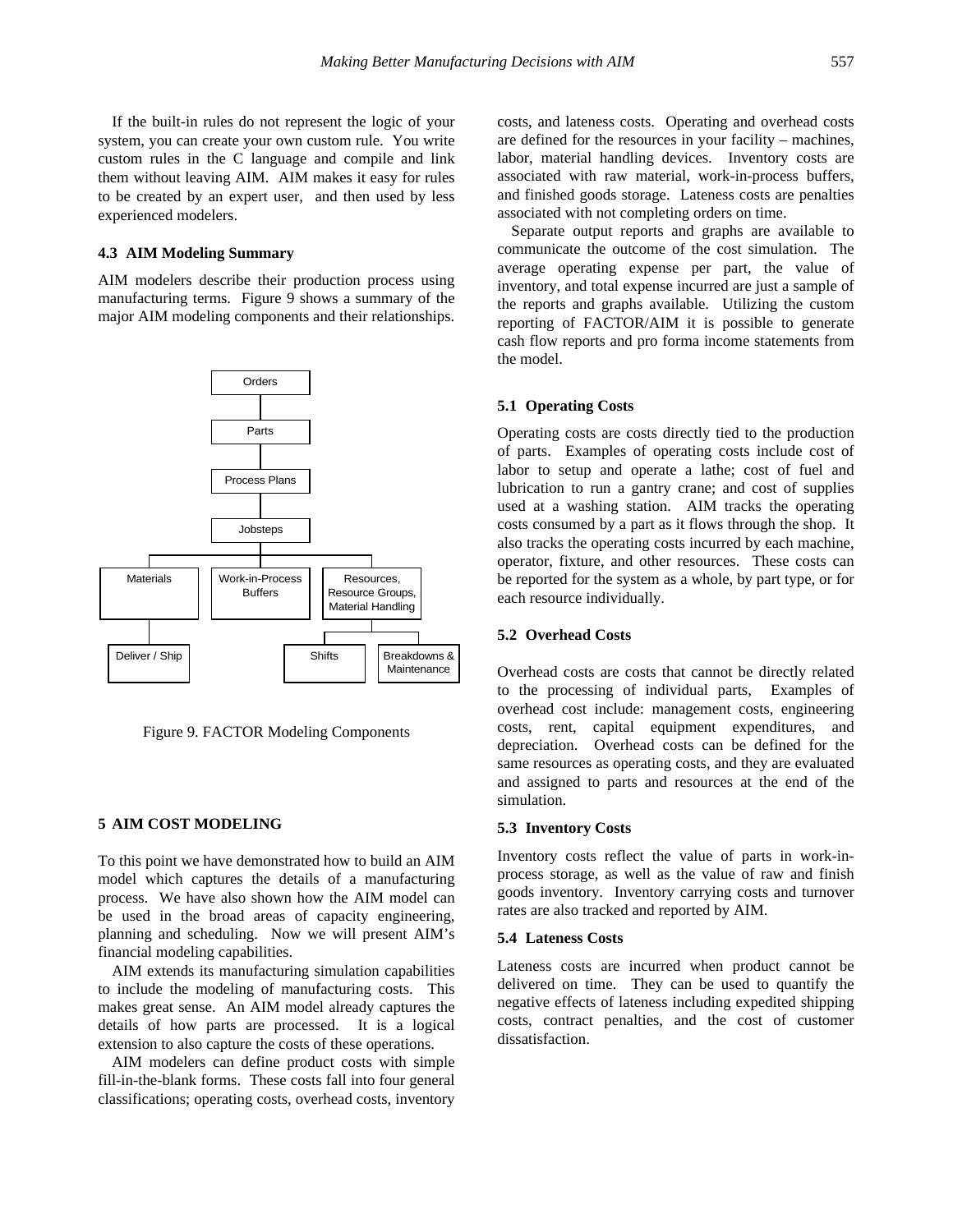If the built-in rules do not represent the logic of your system, you can create your own custom rule. You write custom rules in the C language and compile and link them without leaving AIM. AIM makes it easy for rules to be created by an expert user, and then used by less experienced modelers.

### 4.3 AIM Modeling Summary

AIM modelers describe their production process using manufacturing terms. Figure 9 shows a summary of the major AIM modeling components and their relationships.

Figure 9. FACTOR Modeling Components

## 5 AIM COST MODELING

To this point we have demonstrated how to build an AIM model which captures the details of a manufacturing process. We have also shown how the AIM model can be used in the broad areas of capacity engineering, planning and scheduling. Now we will present AIM's financial modeling capabilities.

AIM extends its manufacturing simulation capabilities to include the modeling of manufacturing costs. This makes great sense. An AIM model already captures the details of how parts are processed. It is a logical extension to also capture the costs of these operations.

AIM modelers can define product costs with simple fill-in-the-blank forms. These costs fall into four general classifications; operating costs, overhead costs, inventory costs, and lateness costs. Operating and overhead costs are defined for the resources in your facility – machines, labor, material handling devices. Inventory costs are associated with raw material, work-in-process buffers, and finished goods storage. Lateness costs are penalties associated with not completing orders on time.

Separate output reports and graphs are available to communicate the outcome of the cost simulation. The average operating expense per part, the value of inventory, and total expense incurred are just a sample of the reports and graphs available. Utilizing the custom reporting of FACTOR/AIM it is possible to generate cash flow reports and pro forma income statements from the model.

### 5.1 Operating Costs

Operating costs are costs directly tied to the production of parts. Examples of operating costs include cost of labor to setup and operate a lathe; cost of fuel and lubrication to run a gantry crane; and cost of supplies used at a washing station. AIM tracks the operating costs consumed by a part as it flows through the shop. It also tracks the operating costs incurred by each machine, operator, fixture, and other resources. These costs can be reported for the system as a whole, by part type, or for each resource individually.

### 5.2 Overhead Costs

Overhead costs are costs that cannot be directly related to the processing of individual parts, Examples of overhead cost include: management costs, engineering costs, rent, capital equipment expenditures, and depreciation. Overhead costs can be defined for the same resources as operating costs, and they are evaluated and assigned to parts and resources at the end of the simulation.

### 5.3 Inventory Costs

Inventory costs reflect the value of parts in work-in-process storage, as well as the value of raw and finish goods inventory. Inventory carrying costs and turnover rates are also tracked and reported by AIM.

### 5.4 Lateness Costs

Lateness costs are incurred when product cannot be delivered on time. They can be used to quantify the negative effects of lateness including expedited shipping costs, contract penalties, and the cost of customer dissatisfaction.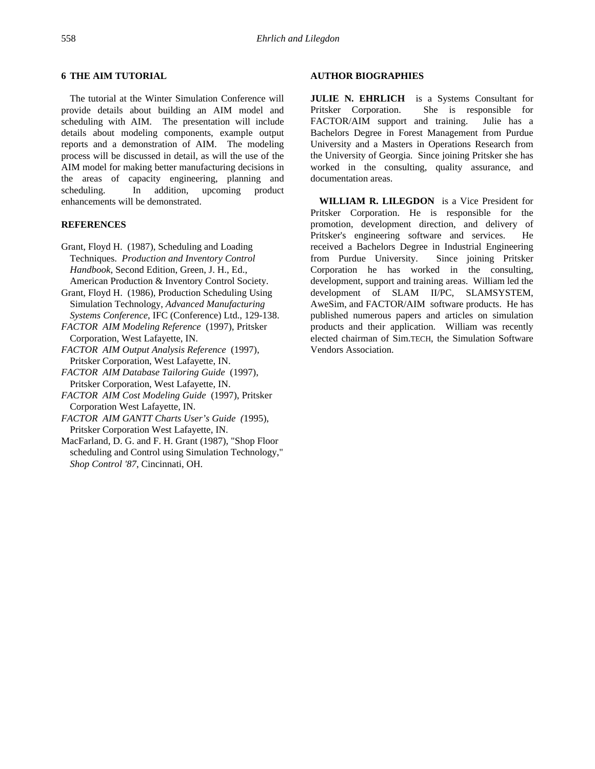## 6 THE AIM TUTORIAL

The tutorial at the Winter Simulation Conference will provide details about building an AIM model and scheduling with AIM. The presentation will include details about modeling components, example output reports and a demonstration of AIM. The modeling process will be discussed in detail, as will the use of the AIM model for making better manufacturing decisions in the areas of capacity engineering, planning and scheduling. In addition, upcoming product enhancements will be demonstrated.

## REFERENCES

Grant, Floyd H. (1987), Scheduling and Loading Techniques. *Production and Inventory Control Handbook*, Second Edition, Green, J. H., Ed., American Production & Inventory Control Society.

Grant, Floyd H. (1986), Production Scheduling Using Simulation Technology, *Advanced Manufacturing Systems Conference*, IFC (Conference) Ltd., 129-138.

*FACTOR AIM Modeling Reference* (1997), Pritsker Corporation, West Lafayette, IN.

*FACTOR AIM Output Analysis Reference* (1997), Pritsker Corporation, West Lafayette, IN.

*FACTOR AIM Database Tailoring Guide* (1997), Pritsker Corporation, West Lafayette, IN.

*FACTOR AIM Cost Modeling Guide* (1997), Pritsker Corporation West Lafayette, IN.

*FACTOR AIM GANTT Charts User's Guide (*1995), Pritsker Corporation West Lafayette, IN.

MacFarland, D. G. and F. H. Grant (1987), "Shop Floor scheduling and Control using Simulation Technology," *Shop Control '87*, Cincinnati, OH.

## AUTHOR BIOGRAPHIES

**JULIE N. EHRLICH** is a Systems Consultant for Pritsker Corporation. She is responsible for FACTOR/AIM support and training. Julie has a Bachelors Degree in Forest Management from Purdue University and a Masters in Operations Research from the University of Georgia. Since joining Pritsker she has worked in the consulting, quality assurance, and documentation areas.

**WILLIAM R. LILEGDON** is a Vice President for Pritsker Corporation. He is responsible for the promotion, development direction, and delivery of Pritsker's engineering software and services. He received a Bachelors Degree in Industrial Engineering from Purdue University. Since joining Pritsker Corporation he has worked in the consulting, development, support and training areas. William led the development of SLAM II/PC, SLAMSYSTEM, AweSim, and FACTOR/AIM software products. He has published numerous papers and articles on simulation products and their application. William was recently elected chairman of Sim.TECH, the Simulation Software Vendors Association.